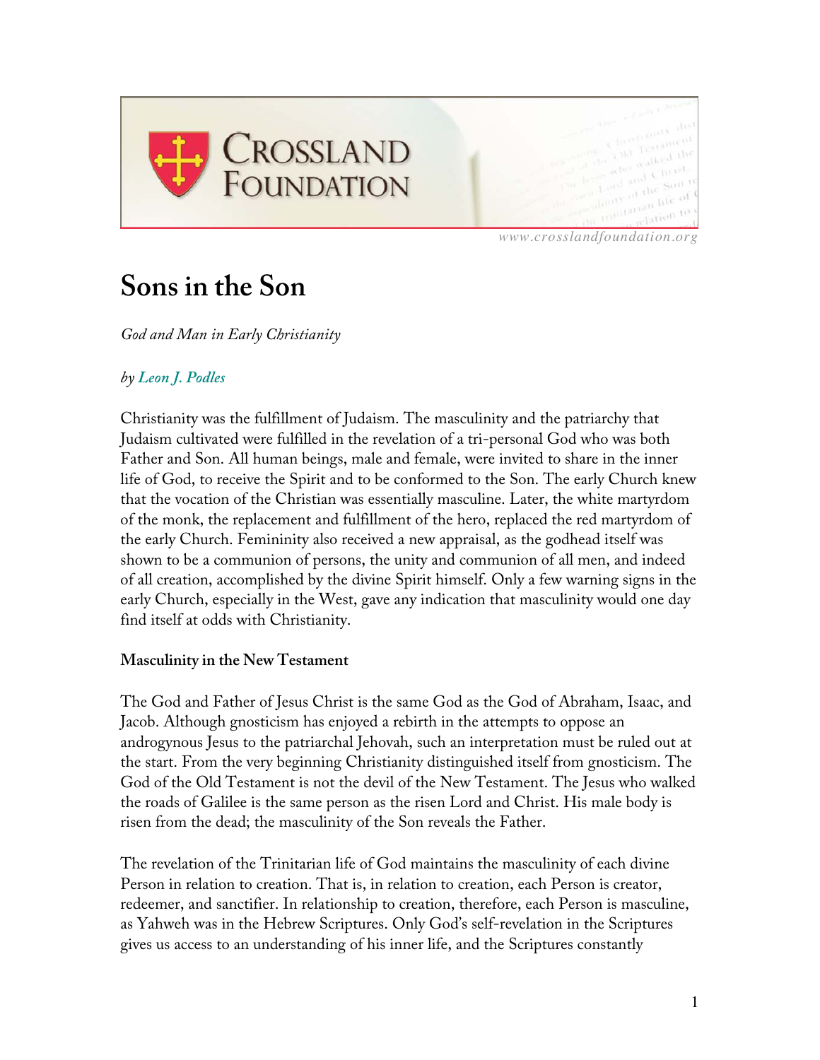# Sons in the Son

*God and Man in Early Christianity*

*by Leon J. Podles*

Christianity was the fulfillment of Judaism. The masculinity and the patriarchy that Judaism cultivated were fulfilled in the revelation of a tri-personal God who was both Father and Son. All human beings, male and female, were invited to share in the inner life of God, to receive the Spirit and to be conformed to the Son. The early Church knew that the vocation of the Christian was essentially masculine. Later, the white martyrdom of the monk, the replacement and fulfillment of the hero, replaced the red martyrdom of the early Church. Femininity also received a new appraisal, as the godhead itself was shown to be a communion of persons, the unity and communion of all men, and indeed of all creation, accomplished by the divine Spirit himself. Only a few warning signs in the early Church, especially in the West, gave any indication that masculinity would one day find itself at odds with Christianity.

**Masculinity in the New Testament**

The God and Father of Jesus Christ is the same God as the God of Abraham, Isaac, and Jacob. Although gnosticism has enjoyed a rebirth in the attempts to oppose an androgynous Jesus to the patriarchal Jehovah, such an interpretation must be ruled out at the start. From the very beginning Christianity distinguished itself from gnosticism. The God of the Old Testament is not the devil of the New Testament. The Jesus who walked the roads of Galilee is the same person as the risen Lord and Christ. His male body is risen from the dead; the masculinity of the Son reveals the Father.

The revelation of the Trinitarian life of God maintains the masculinity of each divine Person in relation to creation. That is, in relation to creation, each Person is creator, redeemer, and sanctifier. In relationship to creation, therefore, each Person is masculine, as Yahweh was in the Hebrew Scriptures. Only God's self-revelation in the Scriptures gives us access to an understanding of his inner life, and the Scriptures constantly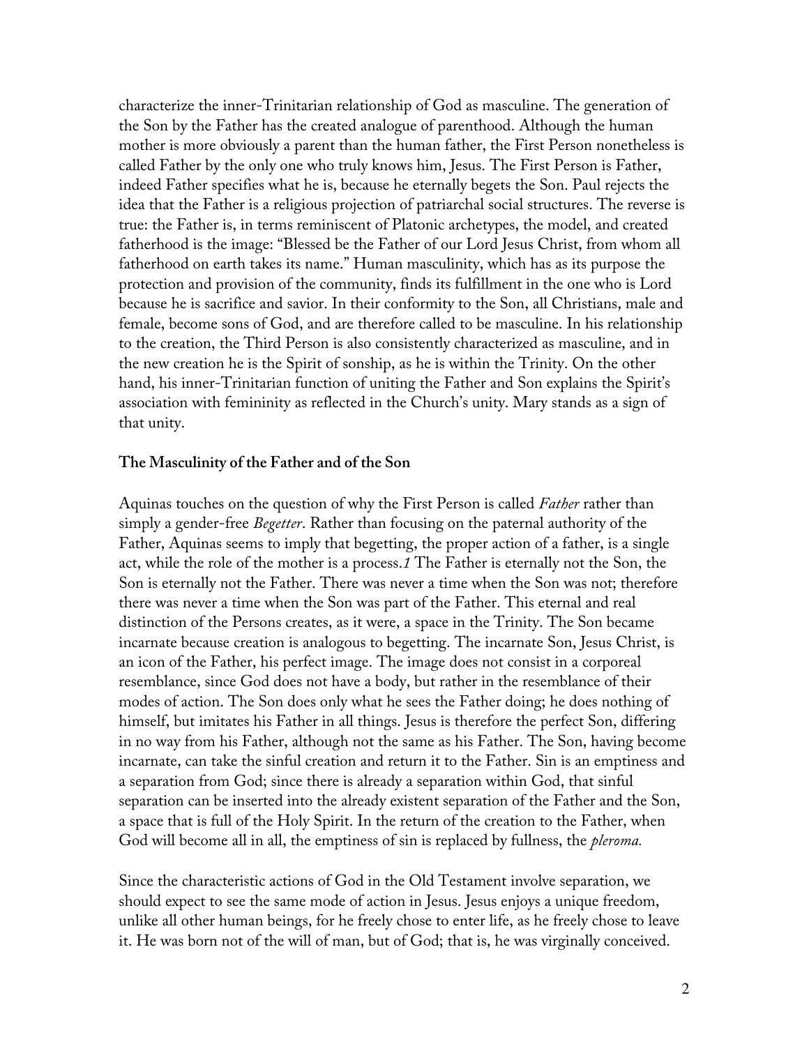characterize the inner-Trinitarian relationship of God as masculine. The generation of the Son by the Father has the created analogue of parenthood. Although the human mother is more obviously a parent than the human father, the First Person nonetheless is called Father by the only one who truly knows him, Jesus. The First Person is Father, indeed Father specifies what he is, because he eternally begets the Son. Paul rejects the idea that the Father is a religious projection of patriarchal social structures. The reverse is true: the Father is, in terms reminiscent of Platonic archetypes, the model, and created fatherhood is the image: "Blessed be the Father of our Lord Jesus Christ, from whom all fatherhood on earth takes its name." Human masculinity, which has as its purpose the protection and provision of the community, finds its fulfillment in the one who is Lord because he is sacrifice and savior. In their conformity to the Son, all Christians, male and female, become sons of God, and are therefore called to be masculine. In his relationship to the creation, the Third Person is also consistently characterized as masculine, and in the new creation he is the Spirit of sonship, as he is within the Trinity. On the other hand, his inner-Trinitarian function of uniting the Father and Son explains the Spirit's association with femininity as reflected in the Church's unity. Mary stands as a sign of that unity.

**The Masculinity of the Father and of the Son**

Aquinas touches on the question of why the First Person is called *Father* rather than simply a gender-free *Begetter*. Rather than focusing on the paternal authority of the Father, Aquinas seems to imply that begetting, the proper action of a father, is a single act, while the role of the mother is a process.[1] The Father is eternally not the Son, the Son is eternally not the Father. There was never a time when the Son was not; therefore there was never a time when the Son was part of the Father. This eternal and real distinction of the Persons creates, as it were, a space in the Trinity. The Son became incarnate because creation is analogous to begetting. The incarnate Son, Jesus Christ, is an icon of the Father, his perfect image. The image does not consist in a corporeal resemblance, since God does not have a body, but rather in the resemblance of their modes of action. The Son does only what he sees the Father doing; he does nothing of himself, but imitates his Father in all things. Jesus is therefore the perfect Son, differing in no way from his Father, although not the same as his Father. The Son, having become incarnate, can take the sinful creation and return it to the Father. Sin is an emptiness and a separation from God; since there is already a separation within God, that sinful separation can be inserted into the already existent separation of the Father and the Son, a space that is full of the Holy Spirit. In the return of the creation to the Father, when God will become all in all, the emptiness of sin is replaced by fullness, the *pleroma.*

Since the characteristic actions of God in the Old Testament involve separation, we should expect to see the same mode of action in Jesus. Jesus enjoys a unique freedom, unlike all other human beings, for he freely chose to enter life, as he freely chose to leave it. He was born not of the will of man, but of God; that is, he was virginally conceived.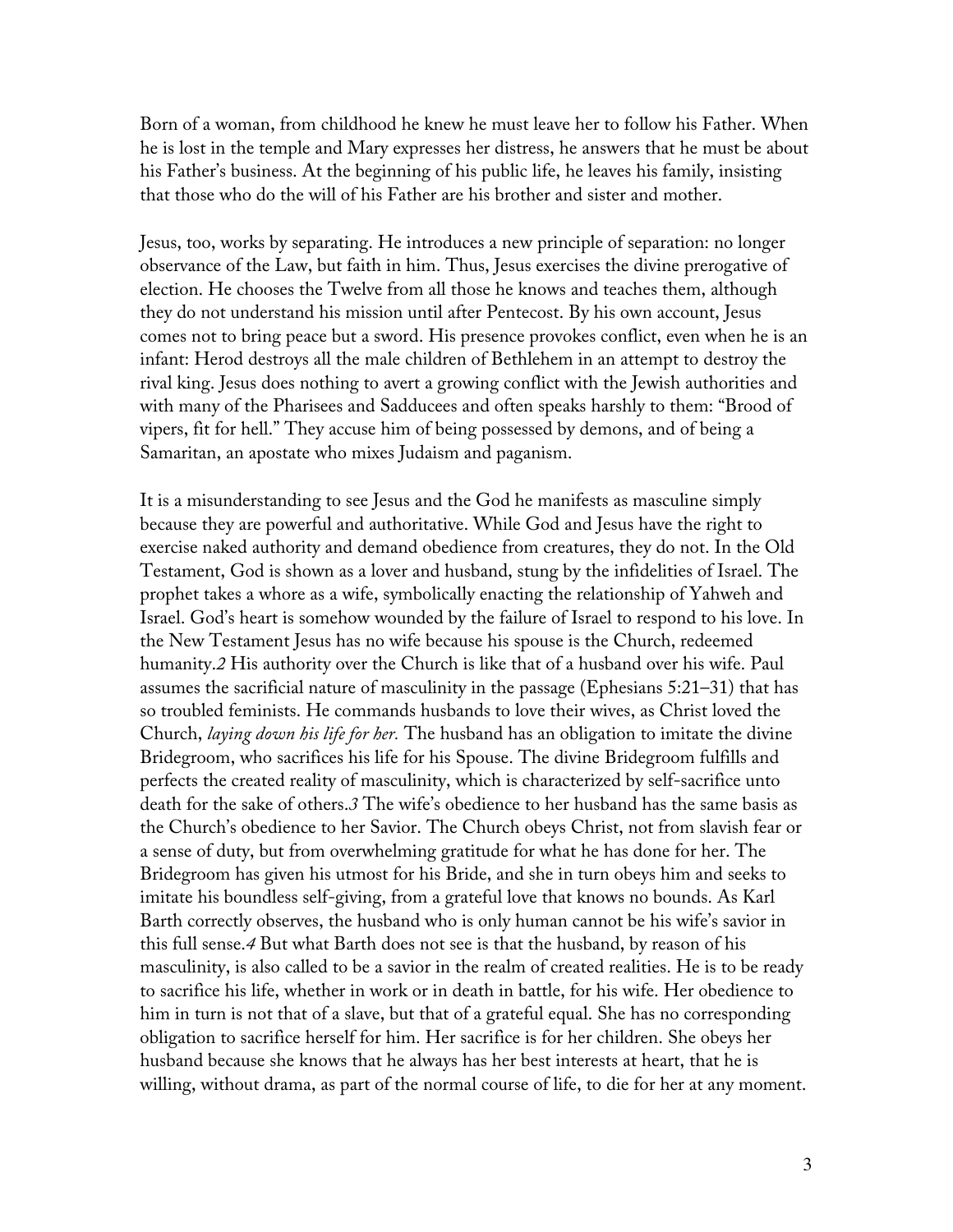Born of a woman, from childhood he knew he must leave her to follow his Father. When he is lost in the temple and Mary expresses her distress, he answers that he must be about his Father's business. At the beginning of his public life, he leaves his family, insisting that those who do the will of his Father are his brother and sister and mother.

Jesus, too, works by separating. He introduces a new principle of separation: no longer observance of the Law, but faith in him. Thus, Jesus exercises the divine prerogative of election. He chooses the Twelve from all those he knows and teaches them, although they do not understand his mission until after Pentecost. By his own account, Jesus comes not to bring peace but a sword. His presence provokes conflict, even when he is an infant: Herod destroys all the male children of Bethlehem in an attempt to destroy the rival king. Jesus does nothing to avert a growing conflict with the Jewish authorities and with many of the Pharisees and Sadducees and often speaks harshly to them: "Brood of vipers, fit for hell." They accuse him of being possessed by demons, and of being a Samaritan, an apostate who mixes Judaism and paganism.

It is a misunderstanding to see Jesus and the God he manifests as masculine simply because they are powerful and authoritative. While God and Jesus have the right to exercise naked authority and demand obedience from creatures, they do not. In the Old Testament, God is shown as a lover and husband, stung by the infidelities of Israel. The prophet takes a whore as a wife, symbolically enacting the relationship of Yahweh and Israel. God's heart is somehow wounded by the failure of Israel to respond to his love. In the New Testament Jesus has no wife because his spouse is the Church, redeemed humanity.[2] His authority over the Church is like that of a husband over his wife. Paul assumes the sacrificial nature of masculinity in the passage (Ephesians 5:21–31) that has so troubled feminists. He commands husbands to love their wives, as Christ loved the Church, *laying down his life for her.* The husband has an obligation to imitate the divine Bridegroom, who sacrifices his life for his Spouse. The divine Bridegroom fulfills and perfects the created reality of masculinity, which is characterized by self-sacrifice unto death for the sake of others.[3] The wife's obedience to her husband has the same basis as the Church's obedience to her Savior. The Church obeys Christ, not from slavish fear or a sense of duty, but from overwhelming gratitude for what he has done for her. The Bridegroom has given his utmost for his Bride, and she in turn obeys him and seeks to imitate his boundless self-giving, from a grateful love that knows no bounds. As Karl Barth correctly observes, the husband who is only human cannot be his wife's savior in this full sense.[4] But what Barth does not see is that the husband, by reason of his masculinity, is also called to be a savior in the realm of created realities. He is to be ready to sacrifice his life, whether in work or in death in battle, for his wife. Her obedience to him in turn is not that of a slave, but that of a grateful equal. She has no corresponding obligation to sacrifice herself for him. Her sacrifice is for her children. She obeys her husband because she knows that he always has her best interests at heart, that he is willing, without drama, as part of the normal course of life, to die for her at any moment.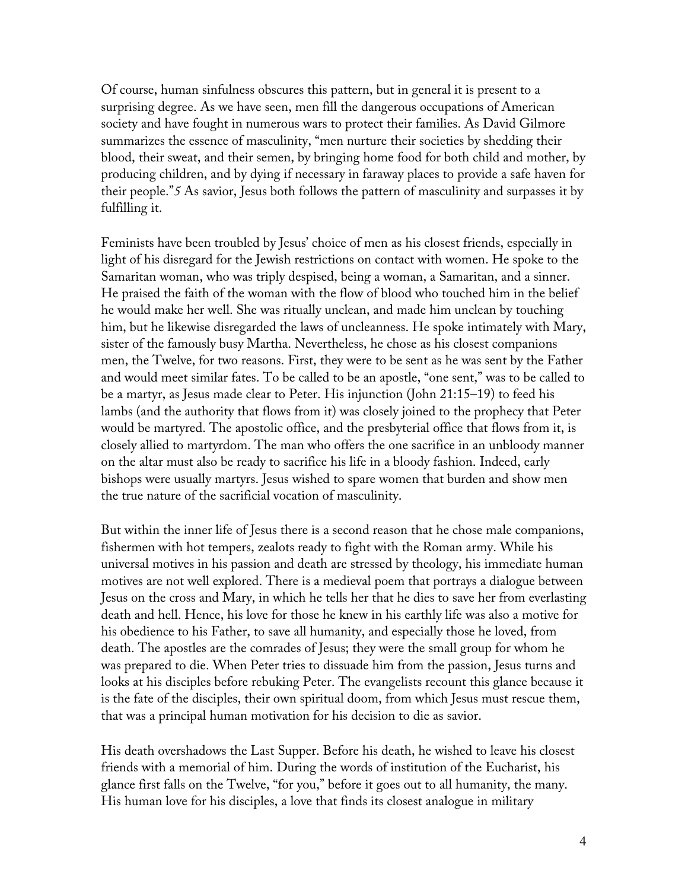Of course, human sinfulness obscures this pattern, but in general it is present to a surprising degree. As we have seen, men fill the dangerous occupations of American society and have fought in numerous wars to protect their families. As David Gilmore summarizes the essence of masculinity, "men nurture their societies by shedding their blood, their sweat, and their semen, by bringing home food for both child and mother, by producing children, and by dying if necessary in faraway places to provide a safe haven for their people."[5] As savior, Jesus both follows the pattern of masculinity and surpasses it by fulfilling it.

Feminists have been troubled by Jesus' choice of men as his closest friends, especially in light of his disregard for the Jewish restrictions on contact with women. He spoke to the Samaritan woman, who was triply despised, being a woman, a Samaritan, and a sinner. He praised the faith of the woman with the flow of blood who touched him in the belief he would make her well. She was ritually unclean, and made him unclean by touching him, but he likewise disregarded the laws of uncleanness. He spoke intimately with Mary, sister of the famously busy Martha. Nevertheless, he chose as his closest companions men, the Twelve, for two reasons. First, they were to be sent as he was sent by the Father and would meet similar fates. To be called to be an apostle, "one sent," was to be called to be a martyr, as Jesus made clear to Peter. His injunction (John 21:15–19) to feed his lambs (and the authority that flows from it) was closely joined to the prophecy that Peter would be martyred. The apostolic office, and the presbyterial office that flows from it, is closely allied to martyrdom. The man who offers the one sacrifice in an unbloody manner on the altar must also be ready to sacrifice his life in a bloody fashion. Indeed, early bishops were usually martyrs. Jesus wished to spare women that burden and show men the true nature of the sacrificial vocation of masculinity.

But within the inner life of Jesus there is a second reason that he chose male companions, fishermen with hot tempers, zealots ready to fight with the Roman army. While his universal motives in his passion and death are stressed by theology, his immediate human motives are not well explored. There is a medieval poem that portrays a dialogue between Jesus on the cross and Mary, in which he tells her that he dies to save her from everlasting death and hell. Hence, his love for those he knew in his earthly life was also a motive for his obedience to his Father, to save all humanity, and especially those he loved, from death. The apostles are the comrades of Jesus; they were the small group for whom he was prepared to die. When Peter tries to dissuade him from the passion, Jesus turns and looks at his disciples before rebuking Peter. The evangelists recount this glance because it is the fate of the disciples, their own spiritual doom, from which Jesus must rescue them, that was a principal human motivation for his decision to die as savior.

His death overshadows the Last Supper. Before his death, he wished to leave his closest friends with a memorial of him. During the words of institution of the Eucharist, his glance first falls on the Twelve, "for you," before it goes out to all humanity, the many. His human love for his disciples, a love that finds its closest analogue in military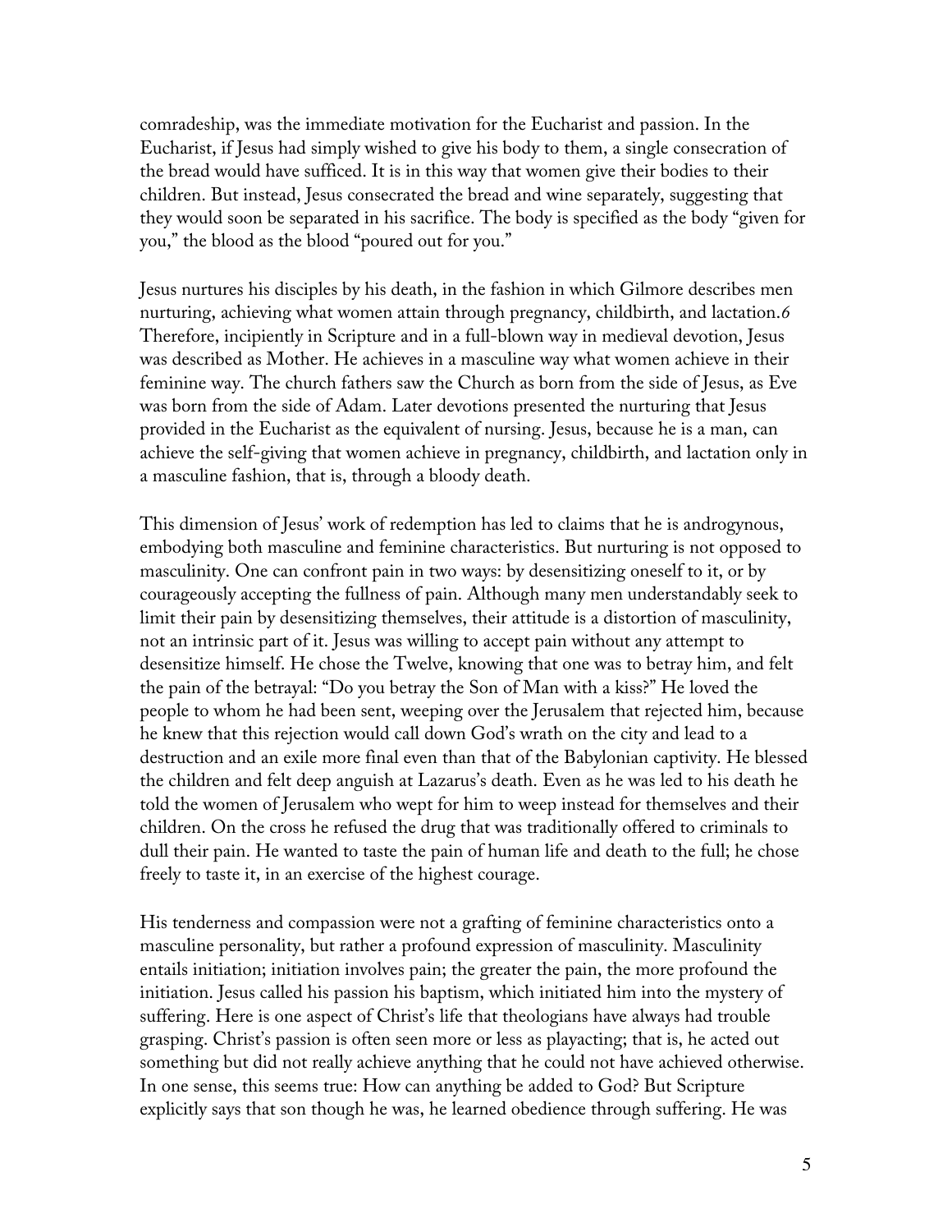comradeship, was the immediate motivation for the Eucharist and passion. In the Eucharist, if Jesus had simply wished to give his body to them, a single consecration of the bread would have sufficed. It is in this way that women give their bodies to their children. But instead, Jesus consecrated the bread and wine separately, suggesting that they would soon be separated in his sacrifice. The body is specified as the body "given for you," the blood as the blood "poured out for you."

Jesus nurtures his disciples by his death, in the fashion in which Gilmore describes men nurturing, achieving what women attain through pregnancy, childbirth, and lactation.[6] Therefore, incipiently in Scripture and in a full-blown way in medieval devotion, Jesus was described as Mother. He achieves in a masculine way what women achieve in their feminine way. The church fathers saw the Church as born from the side of Jesus, as Eve was born from the side of Adam. Later devotions presented the nurturing that Jesus provided in the Eucharist as the equivalent of nursing. Jesus, because he is a man, can achieve the self-giving that women achieve in pregnancy, childbirth, and lactation only in a masculine fashion, that is, through a bloody death.

This dimension of Jesus' work of redemption has led to claims that he is androgynous, embodying both masculine and feminine characteristics. But nurturing is not opposed to masculinity. One can confront pain in two ways: by desensitizing oneself to it, or by courageously accepting the fullness of pain. Although many men understandably seek to limit their pain by desensitizing themselves, their attitude is a distortion of masculinity, not an intrinsic part of it. Jesus was willing to accept pain without any attempt to desensitize himself. He chose the Twelve, knowing that one was to betray him, and felt the pain of the betrayal: "Do you betray the Son of Man with a kiss?" He loved the people to whom he had been sent, weeping over the Jerusalem that rejected him, because he knew that this rejection would call down God's wrath on the city and lead to a destruction and an exile more final even than that of the Babylonian captivity. He blessed the children and felt deep anguish at Lazarus's death. Even as he was led to his death he told the women of Jerusalem who wept for him to weep instead for themselves and their children. On the cross he refused the drug that was traditionally offered to criminals to dull their pain. He wanted to taste the pain of human life and death to the full; he chose freely to taste it, in an exercise of the highest courage.

His tenderness and compassion were not a grafting of feminine characteristics onto a masculine personality, but rather a profound expression of masculinity. Masculinity entails initiation; initiation involves pain; the greater the pain, the more profound the initiation. Jesus called his passion his baptism, which initiated him into the mystery of suffering. Here is one aspect of Christ's life that theologians have always had trouble grasping. Christ's passion is often seen more or less as playacting; that is, he acted out something but did not really achieve anything that he could not have achieved otherwise. In one sense, this seems true: How can anything be added to God? But Scripture explicitly says that son though he was, he learned obedience through suffering. He was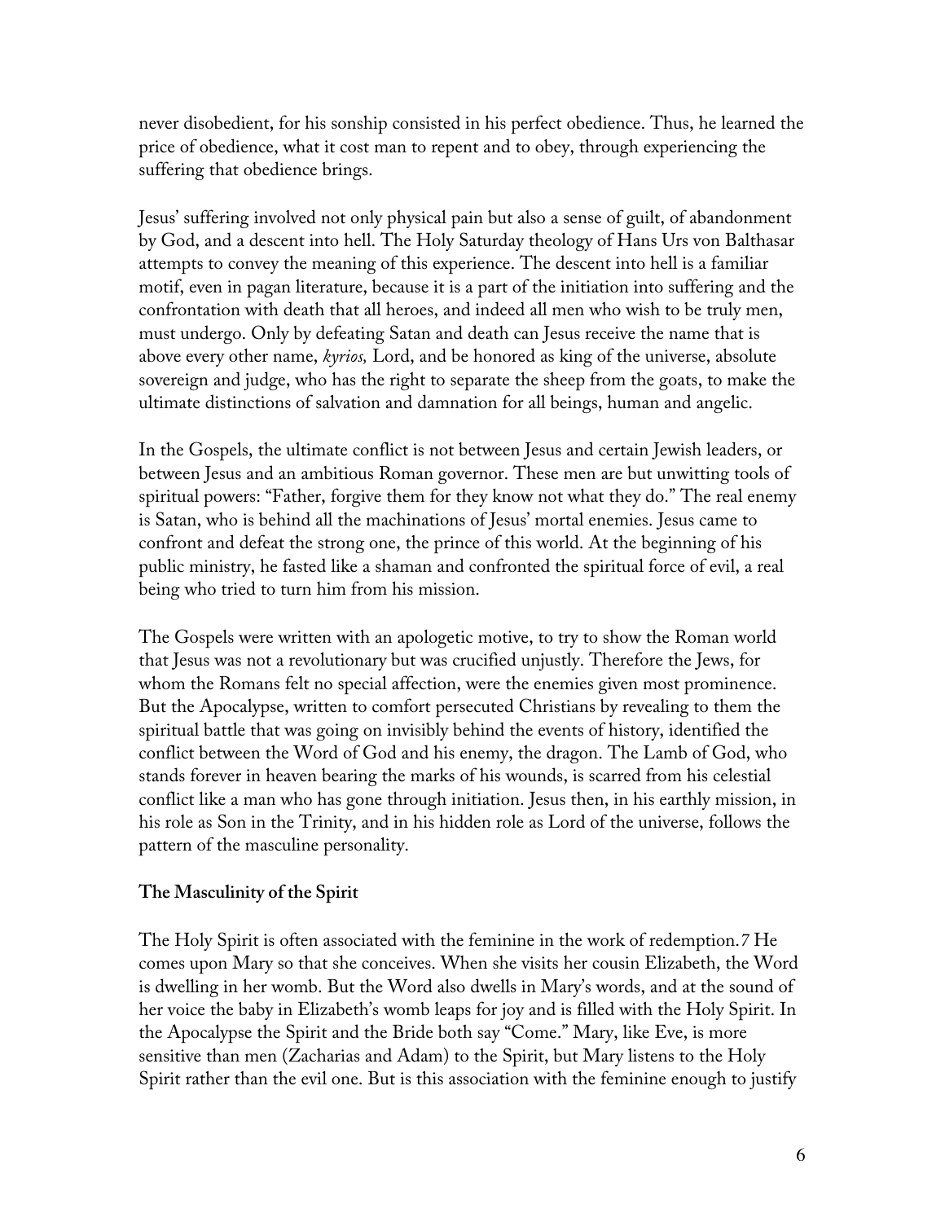never disobedient, for his sonship consisted in his perfect obedience. Thus, he learned the price of obedience, what it cost man to repent and to obey, through experiencing the suffering that obedience brings.

Jesus' suffering involved not only physical pain but also a sense of guilt, of abandonment by God, and a descent into hell. The Holy Saturday theology of Hans Urs von Balthasar attempts to convey the meaning of this experience. The descent into hell is a familiar motif, even in pagan literature, because it is a part of the initiation into suffering and the confrontation with death that all heroes, and indeed all men who wish to be truly men, must undergo. Only by defeating Satan and death can Jesus receive the name that is above every other name, *kyrios,* Lord, and be honored as king of the universe, absolute sovereign and judge, who has the right to separate the sheep from the goats, to make the ultimate distinctions of salvation and damnation for all beings, human and angelic.

In the Gospels, the ultimate conflict is not between Jesus and certain Jewish leaders, or between Jesus and an ambitious Roman governor. These men are but unwitting tools of spiritual powers: "Father, forgive them for they know not what they do." The real enemy is Satan, who is behind all the machinations of Jesus' mortal enemies. Jesus came to confront and defeat the strong one, the prince of this world. At the beginning of his public ministry, he fasted like a shaman and confronted the spiritual force of evil, a real being who tried to turn him from his mission.

The Gospels were written with an apologetic motive, to try to show the Roman world that Jesus was not a revolutionary but was crucified unjustly. Therefore the Jews, for whom the Romans felt no special affection, were the enemies given most prominence. But the Apocalypse, written to comfort persecuted Christians by revealing to them the spiritual battle that was going on invisibly behind the events of history, identified the conflict between the Word of God and his enemy, the dragon. The Lamb of God, who stands forever in heaven bearing the marks of his wounds, is scarred from his celestial conflict like a man who has gone through initiation. Jesus then, in his earthly mission, in his role as Son in the Trinity, and in his hidden role as Lord of the universe, follows the pattern of the masculine personality.

## The Masculinity of the Spirit

The Holy Spirit is often associated with the feminine in the work of redemption.[7] He comes upon Mary so that she conceives. When she visits her cousin Elizabeth, the Word is dwelling in her womb. But the Word also dwells in Mary's words, and at the sound of her voice the baby in Elizabeth's womb leaps for joy and is filled with the Holy Spirit. In the Apocalypse the Spirit and the Bride both say "Come." Mary, like Eve, is more sensitive than men (Zacharias and Adam) to the Spirit, but Mary listens to the Holy Spirit rather than the evil one. But is this association with the feminine enough to justify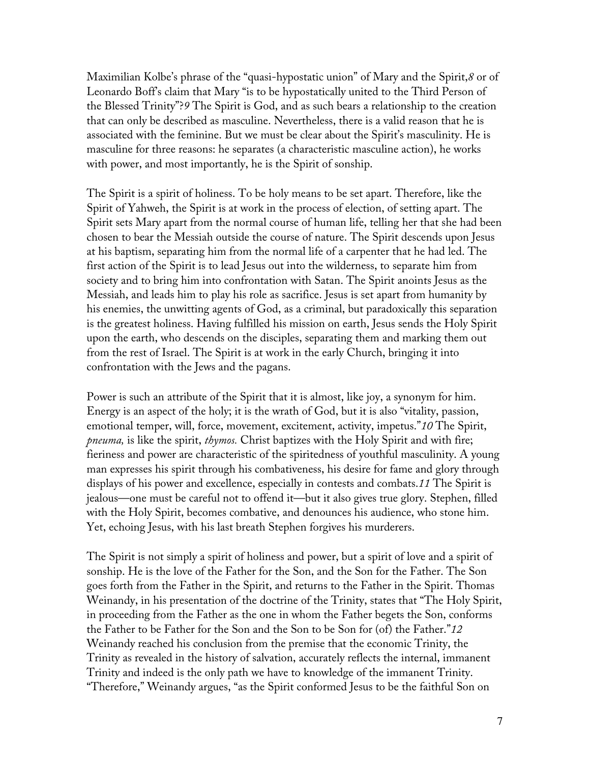Maximilian Kolbe's phrase of the "quasi-hypostatic union" of Mary and the Spirit,[8] or of Leonardo Boff's claim that Mary "is to be hypostatically united to the Third Person of the Blessed Trinity"?[9] The Spirit is God, and as such bears a relationship to the creation that can only be described as masculine. Nevertheless, there is a valid reason that he is associated with the feminine. But we must be clear about the Spirit's masculinity. He is masculine for three reasons: he separates (a characteristic masculine action), he works with power, and most importantly, he is the Spirit of sonship.

The Spirit is a spirit of holiness. To be holy means to be set apart. Therefore, like the Spirit of Yahweh, the Spirit is at work in the process of election, of setting apart. The Spirit sets Mary apart from the normal course of human life, telling her that she had been chosen to bear the Messiah outside the course of nature. The Spirit descends upon Jesus at his baptism, separating him from the normal life of a carpenter that he had led. The first action of the Spirit is to lead Jesus out into the wilderness, to separate him from society and to bring him into confrontation with Satan. The Spirit anoints Jesus as the Messiah, and leads him to play his role as sacrifice. Jesus is set apart from humanity by his enemies, the unwitting agents of God, as a criminal, but paradoxically this separation is the greatest holiness. Having fulfilled his mission on earth, Jesus sends the Holy Spirit upon the earth, who descends on the disciples, separating them and marking them out from the rest of Israel. The Spirit is at work in the early Church, bringing it into confrontation with the Jews and the pagans.

Power is such an attribute of the Spirit that it is almost, like joy, a synonym for him. Energy is an aspect of the holy; it is the wrath of God, but it is also "vitality, passion, emotional temper, will, force, movement, excitement, activity, impetus."[10] The Spirit, *pneuma,* is like the spirit, *thymos.* Christ baptizes with the Holy Spirit and with fire; fieriness and power are characteristic of the spiritedness of youthful masculinity. A young man expresses his spirit through his combativeness, his desire for fame and glory through displays of his power and excellence, especially in contests and combats.[11] The Spirit is jealous—one must be careful not to offend it—but it also gives true glory. Stephen, filled with the Holy Spirit, becomes combative, and denounces his audience, who stone him. Yet, echoing Jesus, with his last breath Stephen forgives his murderers.

The Spirit is not simply a spirit of holiness and power, but a spirit of love and a spirit of sonship. He is the love of the Father for the Son, and the Son for the Father. The Son goes forth from the Father in the Spirit, and returns to the Father in the Spirit. Thomas Weinandy, in his presentation of the doctrine of the Trinity, states that "The Holy Spirit, in proceeding from the Father as the one in whom the Father begets the Son, conforms the Father to be Father for the Son and the Son to be Son for (of) the Father."[12] Weinandy reached his conclusion from the premise that the economic Trinity, the Trinity as revealed in the history of salvation, accurately reflects the internal, immanent Trinity and indeed is the only path we have to knowledge of the immanent Trinity. "Therefore," Weinandy argues, "as the Spirit conformed Jesus to be the faithful Son on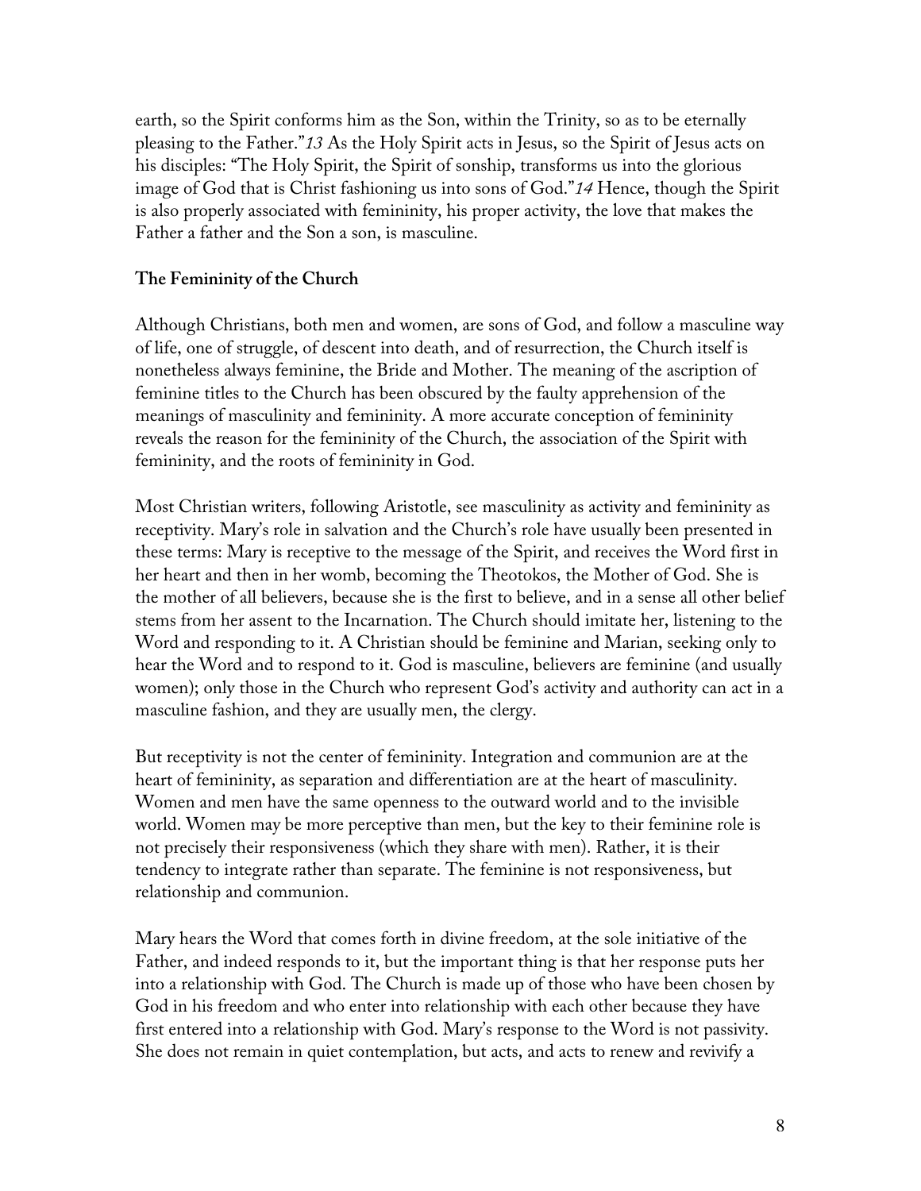earth, so the Spirit conforms him as the Son, within the Trinity, so as to be eternally pleasing to the Father."[13] As the Holy Spirit acts in Jesus, so the Spirit of Jesus acts on his disciples: "The Holy Spirit, the Spirit of sonship, transforms us into the glorious image of God that is Christ fashioning us into sons of God."[14] Hence, though the Spirit is also properly associated with femininity, his proper activity, the love that makes the Father a father and the Son a son, is masculine.

**The Femininity of the Church**

Although Christians, both men and women, are sons of God, and follow a masculine way of life, one of struggle, of descent into death, and of resurrection, the Church itself is nonetheless always feminine, the Bride and Mother. The meaning of the ascription of feminine titles to the Church has been obscured by the faulty apprehension of the meanings of masculinity and femininity. A more accurate conception of femininity reveals the reason for the femininity of the Church, the association of the Spirit with femininity, and the roots of femininity in God.

Most Christian writers, following Aristotle, see masculinity as activity and femininity as receptivity. Mary's role in salvation and the Church's role have usually been presented in these terms: Mary is receptive to the message of the Spirit, and receives the Word first in her heart and then in her womb, becoming the Theotokos, the Mother of God. She is the mother of all believers, because she is the first to believe, and in a sense all other belief stems from her assent to the Incarnation. The Church should imitate her, listening to the Word and responding to it. A Christian should be feminine and Marian, seeking only to hear the Word and to respond to it. God is masculine, believers are feminine (and usually women); only those in the Church who represent God's activity and authority can act in a masculine fashion, and they are usually men, the clergy.

But receptivity is not the center of femininity. Integration and communion are at the heart of femininity, as separation and differentiation are at the heart of masculinity. Women and men have the same openness to the outward world and to the invisible world. Women may be more perceptive than men, but the key to their feminine role is not precisely their responsiveness (which they share with men). Rather, it is their tendency to integrate rather than separate. The feminine is not responsiveness, but relationship and communion.

Mary hears the Word that comes forth in divine freedom, at the sole initiative of the Father, and indeed responds to it, but the important thing is that her response puts her into a relationship with God. The Church is made up of those who have been chosen by God in his freedom and who enter into relationship with each other because they have first entered into a relationship with God. Mary's response to the Word is not passivity. She does not remain in quiet contemplation, but acts, and acts to renew and revivify a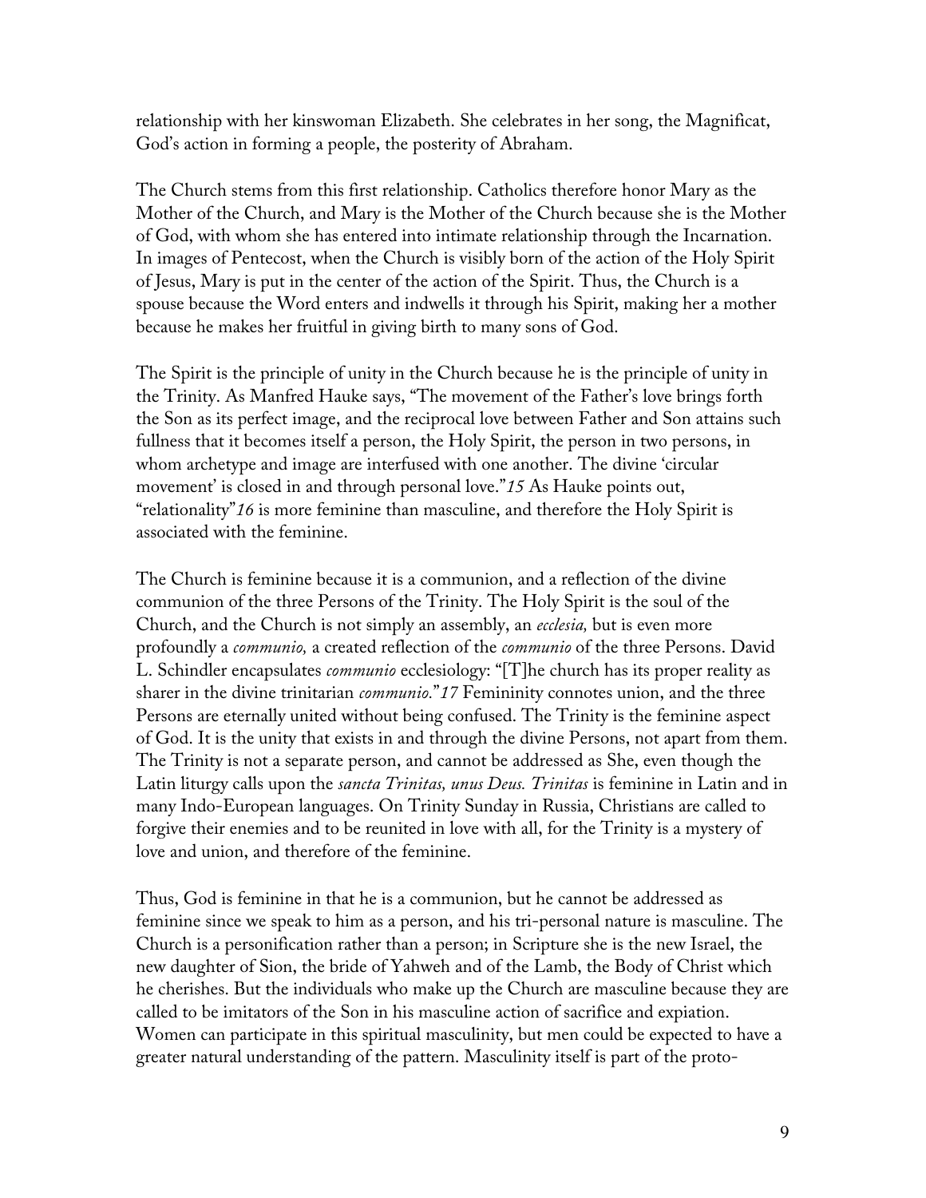relationship with her kinswoman Elizabeth. She celebrates in her song, the Magnificat, God's action in forming a people, the posterity of Abraham.

The Church stems from this first relationship. Catholics therefore honor Mary as the Mother of the Church, and Mary is the Mother of the Church because she is the Mother of God, with whom she has entered into intimate relationship through the Incarnation. In images of Pentecost, when the Church is visibly born of the action of the Holy Spirit of Jesus, Mary is put in the center of the action of the Spirit. Thus, the Church is a spouse because the Word enters and indwells it through his Spirit, making her a mother because he makes her fruitful in giving birth to many sons of God.

The Spirit is the principle of unity in the Church because he is the principle of unity in the Trinity. As Manfred Hauke says, "The movement of the Father's love brings forth the Son as its perfect image, and the reciprocal love between Father and Son attains such fullness that it becomes itself a person, the Holy Spirit, the person in two persons, in whom archetype and image are interfused with one another. The divine 'circular movement' is closed in and through personal love."*15* As Hauke points out, "relationality"*16* is more feminine than masculine, and therefore the Holy Spirit is associated with the feminine.

The Church is feminine because it is a communion, and a reflection of the divine communion of the three Persons of the Trinity. The Holy Spirit is the soul of the Church, and the Church is not simply an assembly, an *ecclesia,* but is even more profoundly a *communio,* a created reflection of the *communio* of the three Persons. David L. Schindler encapsulates *communio* ecclesiology: "[T]he church has its proper reality as sharer in the divine trinitarian *communio.*"*17* Femininity connotes union, and the three Persons are eternally united without being confused. The Trinity is the feminine aspect of God. It is the unity that exists in and through the divine Persons, not apart from them. The Trinity is not a separate person, and cannot be addressed as She, even though the Latin liturgy calls upon the *sancta Trinitas, unus Deus. Trinitas* is feminine in Latin and in many Indo-European languages. On Trinity Sunday in Russia, Christians are called to forgive their enemies and to be reunited in love with all, for the Trinity is a mystery of love and union, and therefore of the feminine.

Thus, God is feminine in that he is a communion, but he cannot be addressed as feminine since we speak to him as a person, and his tri-personal nature is masculine. The Church is a personification rather than a person; in Scripture she is the new Israel, the new daughter of Sion, the bride of Yahweh and of the Lamb, the Body of Christ which he cherishes. But the individuals who make up the Church are masculine because they are called to be imitators of the Son in his masculine action of sacrifice and expiation. Women can participate in this spiritual masculinity, but men could be expected to have a greater natural understanding of the pattern. Masculinity itself is part of the proto-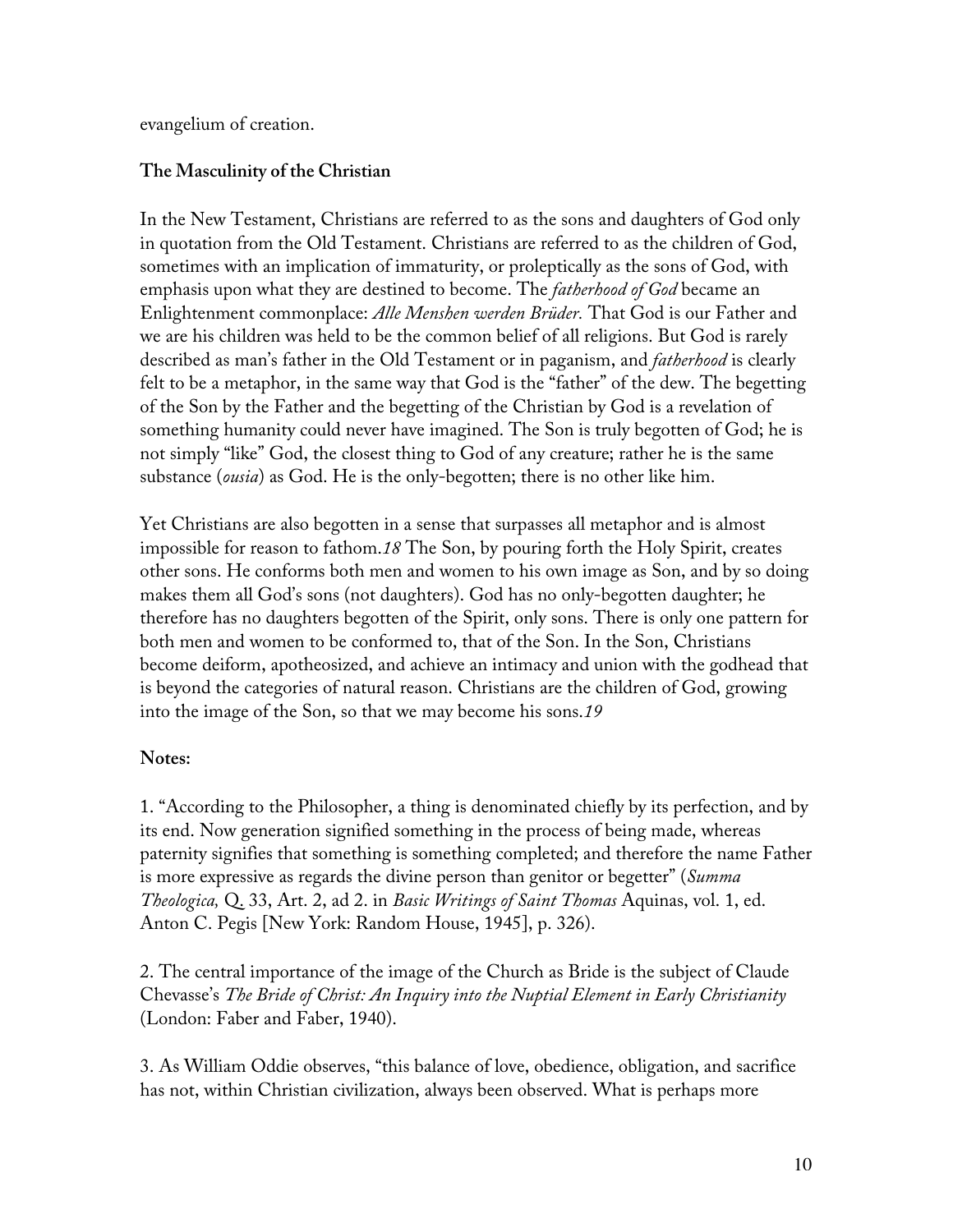evangelium of creation.

**The Masculinity of the Christian**

In the New Testament, Christians are referred to as the sons and daughters of God only in quotation from the Old Testament. Christians are referred to as the children of God, sometimes with an implication of immaturity, or proleptically as the sons of God, with emphasis upon what they are destined to become. The *fatherhood of God* became an Enlightenment commonplace: *Alle Menshen werden Brüder.* That God is our Father and we are his children was held to be the common belief of all religions. But God is rarely described as man's father in the Old Testament or in paganism, and *fatherhood* is clearly felt to be a metaphor, in the same way that God is the "father" of the dew. The begetting of the Son by the Father and the begetting of the Christian by God is a revelation of something humanity could never have imagined. The Son is truly begotten of God; he is not simply "like" God, the closest thing to God of any creature; rather he is the same substance (*ousia*) as God. He is the only-begotten; there is no other like him.

Yet Christians are also begotten in a sense that surpasses all metaphor and is almost impossible for reason to fathom.[18] The Son, by pouring forth the Holy Spirit, creates other sons. He conforms both men and women to his own image as Son, and by so doing makes them all God's sons (not daughters). God has no only-begotten daughter; he therefore has no daughters begotten of the Spirit, only sons. There is only one pattern for both men and women to be conformed to, that of the Son. In the Son, Christians become deiform, apotheosized, and achieve an intimacy and union with the godhead that is beyond the categories of natural reason. Christians are the children of God, growing into the image of the Son, so that we may become his sons.[19]

**Notes:**

1. "According to the Philosopher, a thing is denominated chiefly by its perfection, and by its end. Now generation signified something in the process of being made, whereas paternity signifies that something is something completed; and therefore the name Father is more expressive as regards the divine person than genitor or begetter" (*Summa Theologica,* Q. 33, Art. 2, ad 2. in *Basic Writings of Saint Thomas* Aquinas, vol. 1, ed. Anton C. Pegis [New York: Random House, 1945], p. 326).

2. The central importance of the image of the Church as Bride is the subject of Claude Chevasse's *The Bride of Christ: An Inquiry into the Nuptial Element in Early Christianity* (London: Faber and Faber, 1940).

3. As William Oddie observes, "this balance of love, obedience, obligation, and sacrifice has not, within Christian civilization, always been observed. What is perhaps more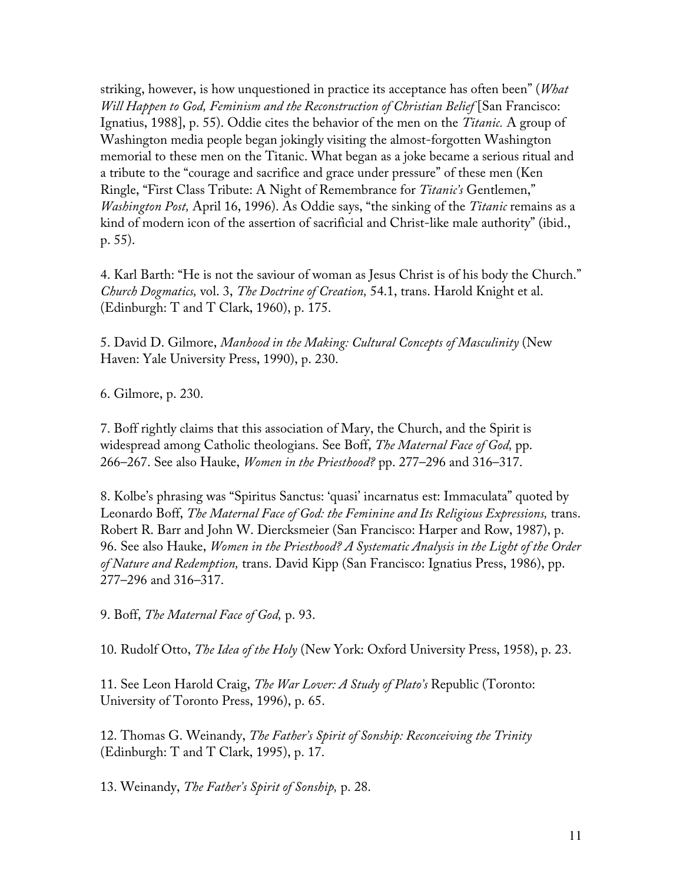striking, however, is how unquestioned in practice its acceptance has often been" (*What Will Happen to God, Feminism and the Reconstruction of Christian Belief* [San Francisco: Ignatius, 1988], p. 55). Oddie cites the behavior of the men on the *Titanic.* A group of Washington media people began jokingly visiting the almost-forgotten Washington memorial to these men on the Titanic. What began as a joke became a serious ritual and a tribute to the "courage and sacrifice and grace under pressure" of these men (Ken Ringle, "First Class Tribute: A Night of Remembrance for *Titanic's* Gentlemen," *Washington Post,* April 16, 1996). As Oddie says, "the sinking of the *Titanic* remains as a kind of modern icon of the assertion of sacrificial and Christ-like male authority" (ibid., p. 55).

4. Karl Barth: "He is not the saviour of woman as Jesus Christ is of his body the Church." *Church Dogmatics,* vol. 3, *The Doctrine of Creation,* 54.1, trans. Harold Knight et al. (Edinburgh: T and T Clark, 1960), p. 175.

5. David D. Gilmore, *Manhood in the Making: Cultural Concepts of Masculinity* (New Haven: Yale University Press, 1990), p. 230.

6. Gilmore, p. 230.

7. Boff rightly claims that this association of Mary, the Church, and the Spirit is widespread among Catholic theologians. See Boff, *The Maternal Face of God,* pp. 266–267. See also Hauke, *Women in the Priesthood?* pp. 277–296 and 316–317.

8. Kolbe's phrasing was "Spiritus Sanctus: 'quasi' incarnatus est: Immaculata" quoted by Leonardo Boff, *The Maternal Face of God: the Feminine and Its Religious Expressions,* trans. Robert R. Barr and John W. Diercksmeier (San Francisco: Harper and Row, 1987), p. 96. See also Hauke, *Women in the Priesthood? A Systematic Analysis in the Light of the Order of Nature and Redemption,* trans. David Kipp (San Francisco: Ignatius Press, 1986), pp. 277–296 and 316–317.

9. Boff, *The Maternal Face of God,* p. 93.

10. Rudolf Otto, *The Idea of the Holy* (New York: Oxford University Press, 1958), p. 23.

11. See Leon Harold Craig, *The War Lover: A Study of Plato's* Republic (Toronto: University of Toronto Press, 1996), p. 65.

12. Thomas G. Weinandy, *The Father's Spirit of Sonship: Reconceiving the Trinity* (Edinburgh: T and T Clark, 1995), p. 17.

13. Weinandy, *The Father's Spirit of Sonship,* p. 28.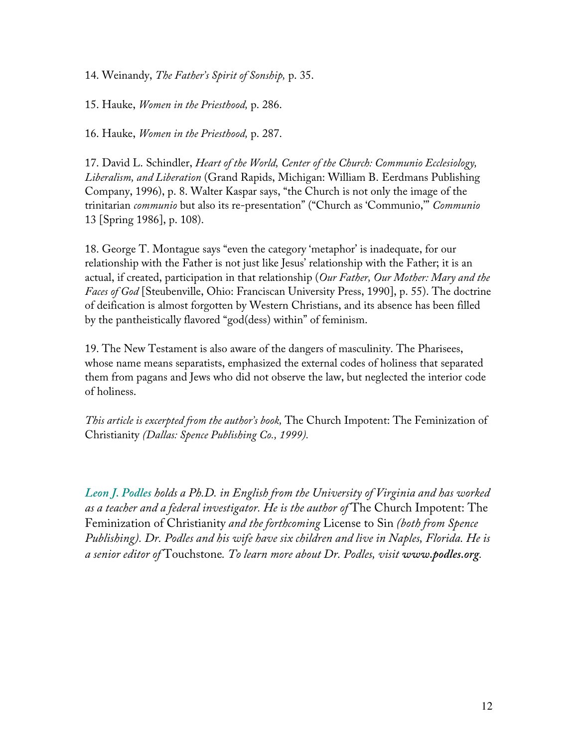14. Weinandy, *The Father's Spirit of Sonship,* p. 35.

15. Hauke, *Women in the Priesthood,* p. 286.

16. Hauke, *Women in the Priesthood,* p. 287.

17. David L. Schindler, *Heart of the World, Center of the Church: Communio Ecclesiology, Liberalism, and Liberation* (Grand Rapids, Michigan: William B. Eerdmans Publishing Company, 1996), p. 8. Walter Kaspar says, "the Church is not only the image of the trinitarian *communio* but also its re-presentation" ("Church as 'Communio,'" *Communio* 13 [Spring 1986], p. 108).

18. George T. Montague says "even the category 'metaphor' is inadequate, for our relationship with the Father is not just like Jesus' relationship with the Father; it is an actual, if created, participation in that relationship (*Our Father, Our Mother: Mary and the Faces of God* [Steubenville, Ohio: Franciscan University Press, 1990], p. 55). The doctrine of deification is almost forgotten by Western Christians, and its absence has been filled by the pantheistically flavored "god(dess) within" of feminism.

19. The New Testament is also aware of the dangers of masculinity. The Pharisees, whose name means separatists, emphasized the external codes of holiness that separated them from pagans and Jews who did not observe the law, but neglected the interior code of holiness.

*This article is excerpted from the author's book,* The Church Impotent: The Feminization of Christianity *(Dallas: Spence Publishing Co., 1999).*

*Leon J. Podles holds a Ph.D. in English from the University of Virginia and has worked as a teacher and a federal investigator. He is the author of* The Church Impotent: The Feminization of Christianity *and the forthcoming* License to Sin *(both from Spence Publishing). Dr. Podles and his wife have six children and live in Naples, Florida. He is a senior editor of* Touchstone*. To learn more about Dr. Podles, visit* ***www.podles.org****.*